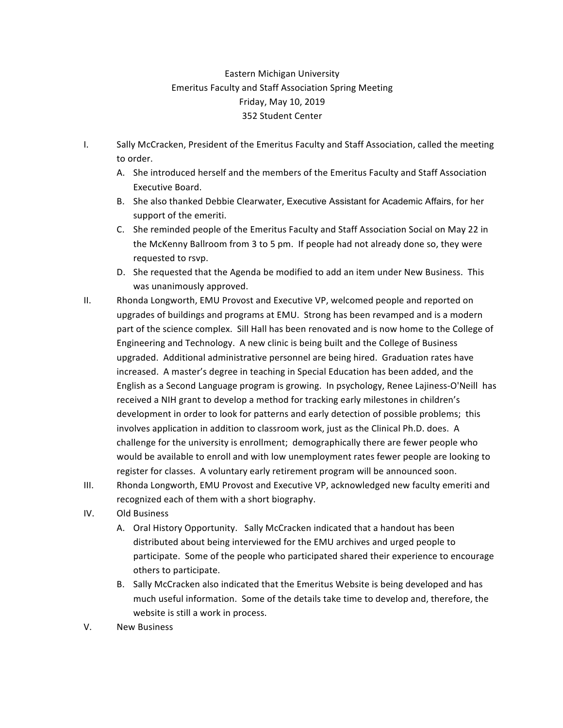Eastern Michigan University
Emeritus Faculty and Staff Association Spring Meeting
Friday, May 10, 2019
352 Student Center

I. Sally McCracken, President of the Emeritus Faculty and Staff Association, called the meeting to order.
   A. She introduced herself and the members of the Emeritus Faculty and Staff Association Executive Board.
   B. She also thanked Debbie Clearwater, Executive Assistant for Academic Affairs, for her support of the emeriti.
   C. She reminded people of the Emeritus Faculty and Staff Association Social on May 22 in the McKenny Ballroom from 3 to 5 pm. If people had not already done so, they were requested to rsvp.
   D. She requested that the Agenda be modified to add an item under New Business. This was unanimously approved.

II. Rhonda Longworth, EMU Provost and Executive VP, welcomed people and reported on upgrades of buildings and programs at EMU. Strong has been revamped and is a modern part of the science complex. Sill Hall has been renovated and is now home to the College of Engineering and Technology. A new clinic is being built and the College of Business upgraded. Additional administrative personnel are being hired. Graduation rates have increased. A master's degree in teaching in Special Education has been added, and the English as a Second Language program is growing. In psychology, Renee Lajiness-O'Neill has received a NIH grant to develop a method for tracking early milestones in children's development in order to look for patterns and early detection of possible problems; this involves application in addition to classroom work, just as the Clinical Ph.D. does. A challenge for the university is enrollment; demographically there are fewer people who would be available to enroll and with low unemployment rates fewer people are looking to register for classes. A voluntary early retirement program will be announced soon.

III. Rhonda Longworth, EMU Provost and Executive VP, acknowledged new faculty emeriti and recognized each of them with a short biography.

IV. Old Business
   A. Oral History Opportunity. Sally McCracken indicated that a handout has been distributed about being interviewed for the EMU archives and urged people to participate. Some of the people who participated shared their experience to encourage others to participate.
   B. Sally McCracken also indicated that the Emeritus Website is being developed and has much useful information. Some of the details take time to develop and, therefore, the website is still a work in process.

V. New Business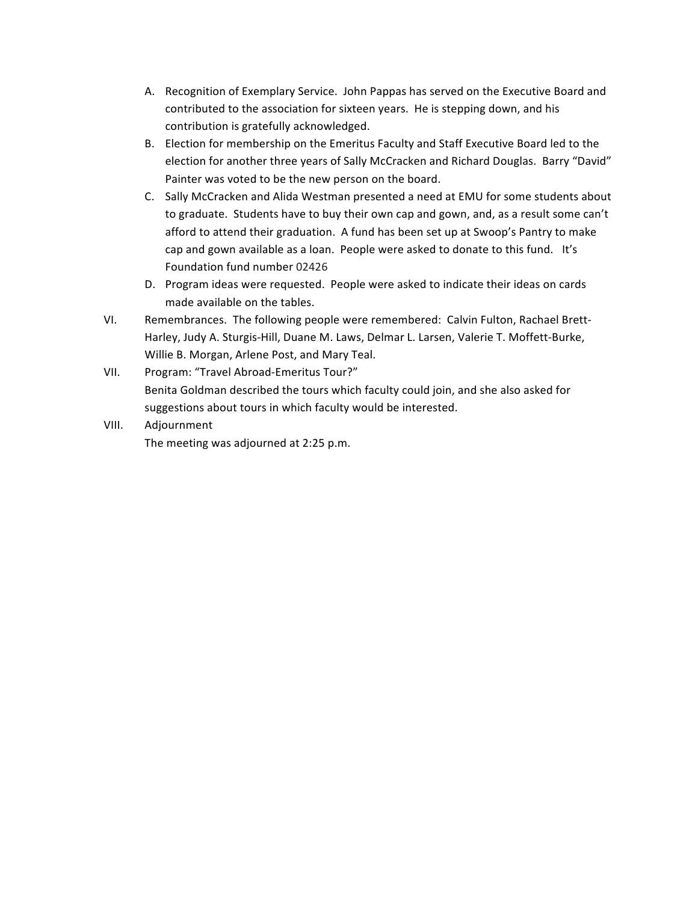A. Recognition of Exemplary Service. John Pappas has served on the Executive Board and contributed to the association for sixteen years. He is stepping down, and his contribution is gratefully acknowledged.
B. Election for membership on the Emeritus Faculty and Staff Executive Board led to the election for another three years of Sally McCracken and Richard Douglas. Barry "David" Painter was voted to be the new person on the board.
C. Sally McCracken and Alida Westman presented a need at EMU for some students about to graduate. Students have to buy their own cap and gown, and, as a result some can't afford to attend their graduation. A fund has been set up at Swoop's Pantry to make cap and gown available as a loan. People were asked to donate to this fund. It's Foundation fund number 02426
D. Program ideas were requested. People were asked to indicate their ideas on cards made available on the tables.

VI. Remembrances. The following people were remembered: Calvin Fulton, Rachael Brett-Harley, Judy A. Sturgis-Hill, Duane M. Laws, Delmar L. Larsen, Valerie T. Moffett-Burke, Willie B. Morgan, Arlene Post, and Mary Teal.

VII. Program: "Travel Abroad-Emeritus Tour?"
Benita Goldman described the tours which faculty could join, and she also asked for suggestions about tours in which faculty would be interested.

VIII. Adjournment
The meeting was adjourned at 2:25 p.m.